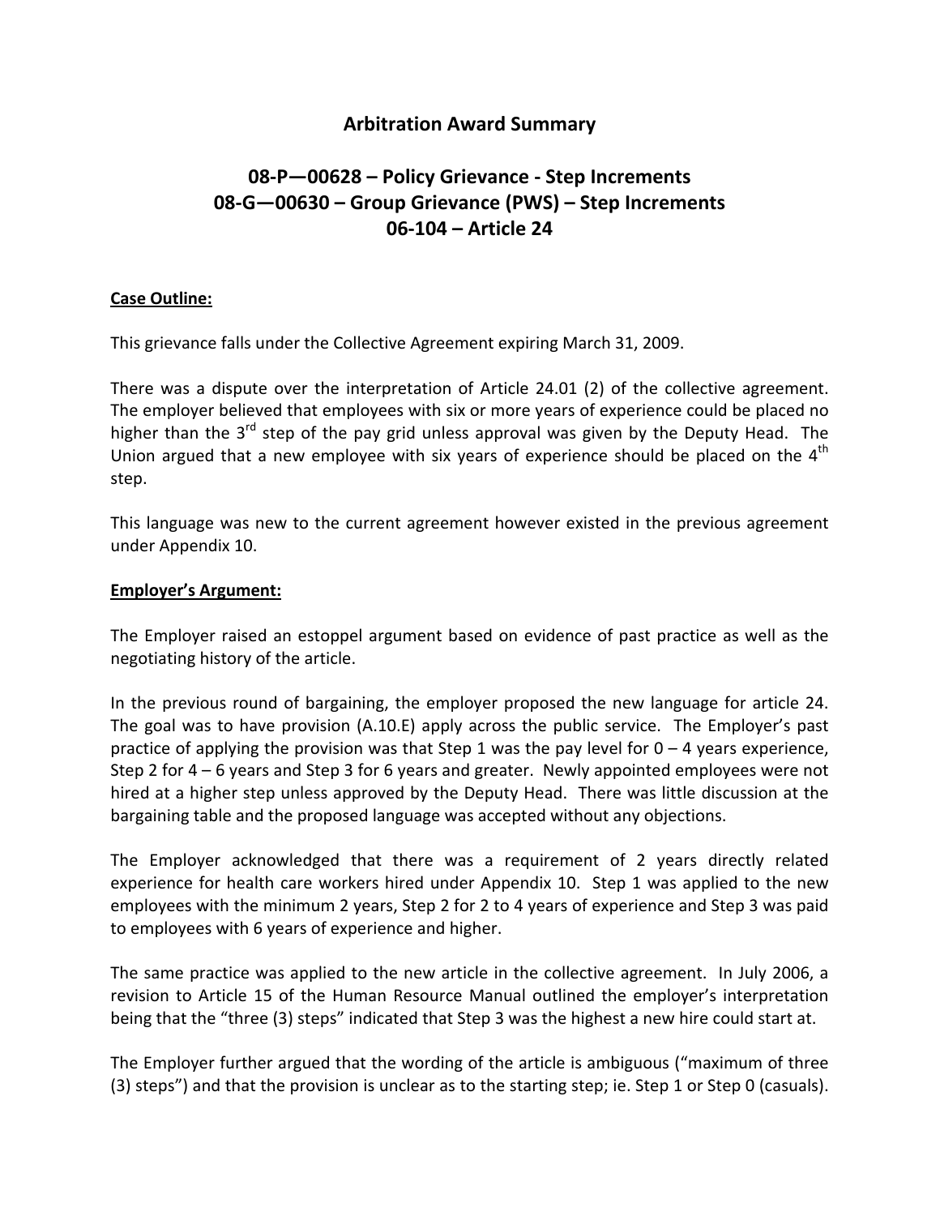# Arbitration Award Summary

## 08-P—00628 – Policy Grievance - Step Increments
## 08-G—00630 – Group Grievance (PWS) – Step Increments
## 06-104 – Article 24

### Case Outline:

This grievance falls under the Collective Agreement expiring March 31, 2009.

There was a dispute over the interpretation of Article 24.01 (2) of the collective agreement. The employer believed that employees with six or more years of experience could be placed no higher than the 3rd step of the pay grid unless approval was given by the Deputy Head. The Union argued that a new employee with six years of experience should be placed on the 4th step.

This language was new to the current agreement however existed in the previous agreement under Appendix 10.

### Employer's Argument:

The Employer raised an estoppel argument based on evidence of past practice as well as the negotiating history of the article.

In the previous round of bargaining, the employer proposed the new language for article 24. The goal was to have provision (A.10.E) apply across the public service. The Employer's past practice of applying the provision was that Step 1 was the pay level for 0 – 4 years experience, Step 2 for 4 – 6 years and Step 3 for 6 years and greater. Newly appointed employees were not hired at a higher step unless approved by the Deputy Head. There was little discussion at the bargaining table and the proposed language was accepted without any objections.

The Employer acknowledged that there was a requirement of 2 years directly related experience for health care workers hired under Appendix 10. Step 1 was applied to the new employees with the minimum 2 years, Step 2 for 2 to 4 years of experience and Step 3 was paid to employees with 6 years of experience and higher.

The same practice was applied to the new article in the collective agreement. In July 2006, a revision to Article 15 of the Human Resource Manual outlined the employer's interpretation being that the "three (3) steps" indicated that Step 3 was the highest a new hire could start at.

The Employer further argued that the wording of the article is ambiguous ("maximum of three (3) steps") and that the provision is unclear as to the starting step; ie. Step 1 or Step 0 (casuals).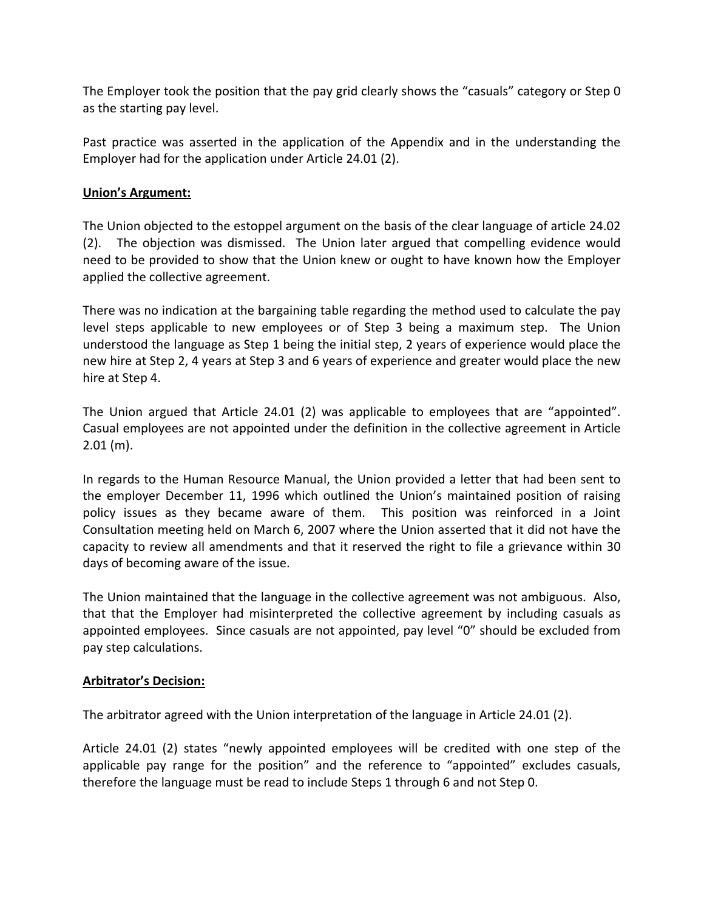The Employer took the position that the pay grid clearly shows the "casuals" category or Step 0 as the starting pay level.

Past practice was asserted in the application of the Appendix and in the understanding the Employer had for the application under Article 24.01 (2).

**Union's Argument:**

The Union objected to the estoppel argument on the basis of the clear language of article 24.02 (2). The objection was dismissed. The Union later argued that compelling evidence would need to be provided to show that the Union knew or ought to have known how the Employer applied the collective agreement.

There was no indication at the bargaining table regarding the method used to calculate the pay level steps applicable to new employees or of Step 3 being a maximum step. The Union understood the language as Step 1 being the initial step, 2 years of experience would place the new hire at Step 2, 4 years at Step 3 and 6 years of experience and greater would place the new hire at Step 4.

The Union argued that Article 24.01 (2) was applicable to employees that are "appointed". Casual employees are not appointed under the definition in the collective agreement in Article 2.01 (m).

In regards to the Human Resource Manual, the Union provided a letter that had been sent to the employer December 11, 1996 which outlined the Union's maintained position of raising policy issues as they became aware of them. This position was reinforced in a Joint Consultation meeting held on March 6, 2007 where the Union asserted that it did not have the capacity to review all amendments and that it reserved the right to file a grievance within 30 days of becoming aware of the issue.

The Union maintained that the language in the collective agreement was not ambiguous. Also, that that the Employer had misinterpreted the collective agreement by including casuals as appointed employees. Since casuals are not appointed, pay level "0" should be excluded from pay step calculations.

**Arbitrator's Decision:**

The arbitrator agreed with the Union interpretation of the language in Article 24.01 (2).

Article 24.01 (2) states "newly appointed employees will be credited with one step of the applicable pay range for the position" and the reference to "appointed" excludes casuals, therefore the language must be read to include Steps 1 through 6 and not Step 0.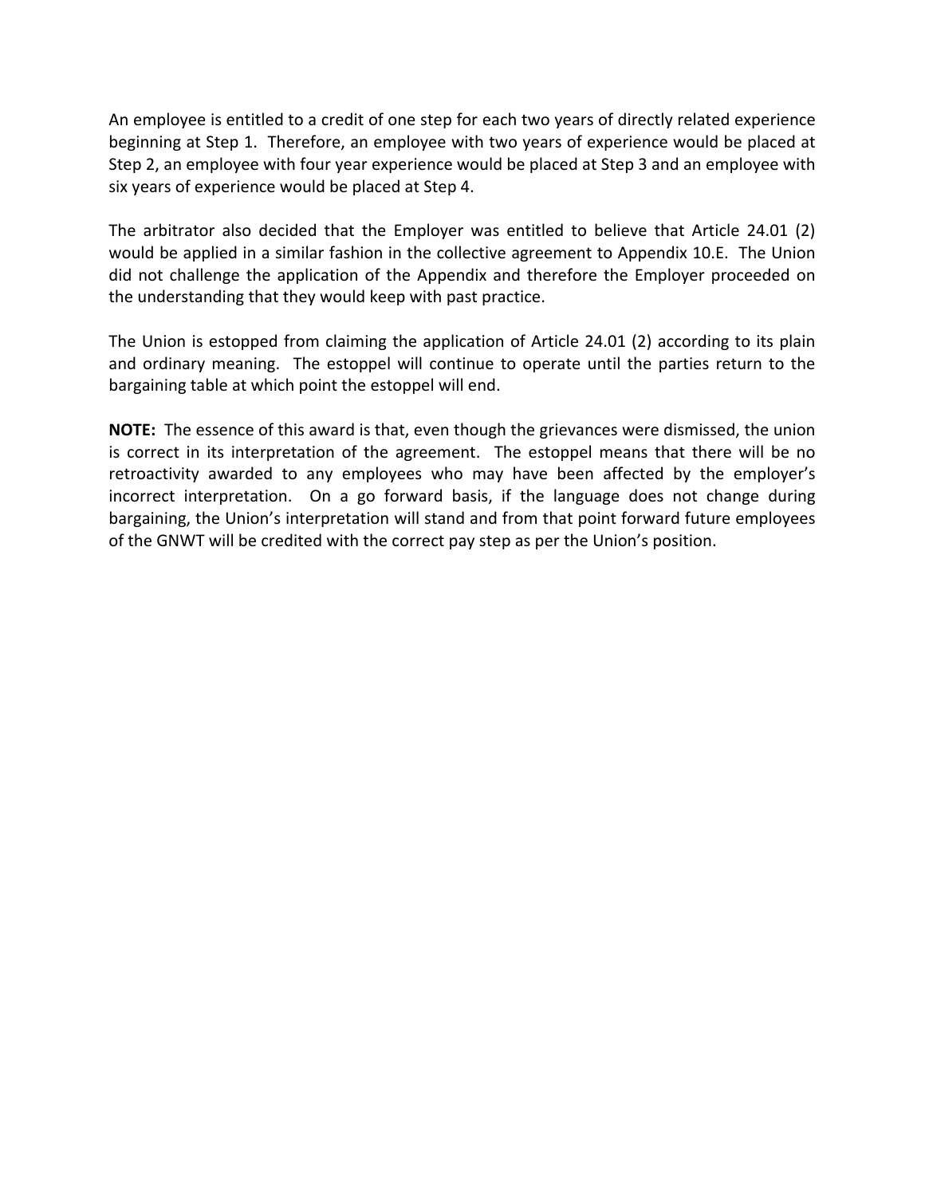An employee is entitled to a credit of one step for each two years of directly related experience beginning at Step 1. Therefore, an employee with two years of experience would be placed at Step 2, an employee with four year experience would be placed at Step 3 and an employee with six years of experience would be placed at Step 4.

The arbitrator also decided that the Employer was entitled to believe that Article 24.01 (2) would be applied in a similar fashion in the collective agreement to Appendix 10.E. The Union did not challenge the application of the Appendix and therefore the Employer proceeded on the understanding that they would keep with past practice.

The Union is estopped from claiming the application of Article 24.01 (2) according to its plain and ordinary meaning. The estoppel will continue to operate until the parties return to the bargaining table at which point the estoppel will end.

**NOTE:** The essence of this award is that, even though the grievances were dismissed, the union is correct in its interpretation of the agreement. The estoppel means that there will be no retroactivity awarded to any employees who may have been affected by the employer's incorrect interpretation. On a go forward basis, if the language does not change during bargaining, the Union's interpretation will stand and from that point forward future employees of the GNWT will be credited with the correct pay step as per the Union's position.